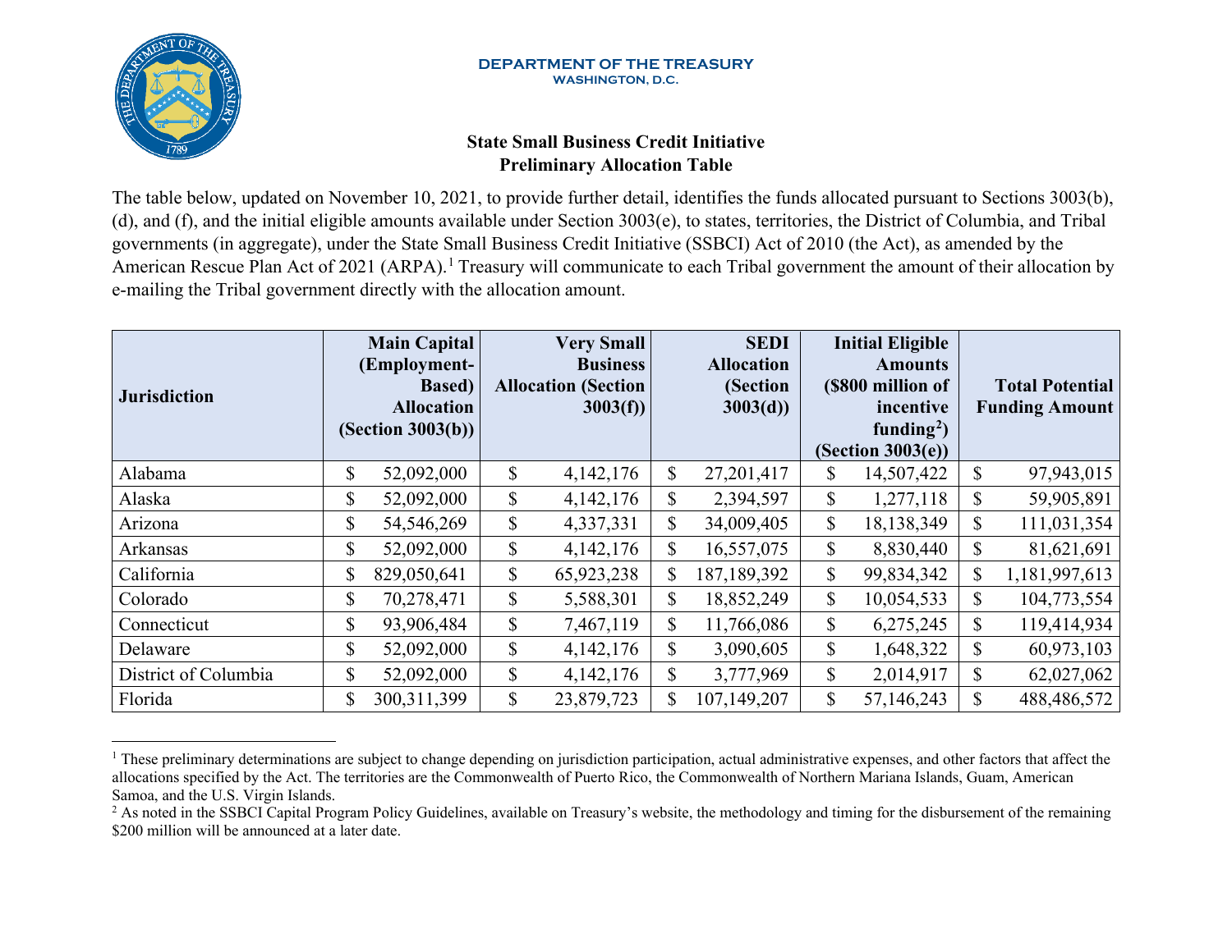DEPARTMENT OF THE TREASURY
WASHINGTON, D.C.

## State Small Business Credit Initiative
## Preliminary Allocation Table

The table below, updated on November 10, 2021, to provide further detail, identifies the funds allocated pursuant to Sections 3003(b), (d), and (f), and the initial eligible amounts available under Section 3003(e), to states, territories, the District of Columbia, and Tribal governments (in aggregate), under the State Small Business Credit Initiative (SSBCI) Act of 2010 (the Act), as amended by the American Rescue Plan Act of 2021 (ARPA).[1] Treasury will communicate to each Tribal government the amount of their allocation by e-mailing the Tribal government directly with the allocation amount.

| Jurisdiction | Main Capital (Employment-Based) Allocation (Section 3003(b)) | Very Small Business Allocation (Section 3003(f)) | SEDI Allocation (Section 3003(d)) | Initial Eligible Amounts ($800 million of incentive funding[2]) (Section 3003(e)) | Total Potential Funding Amount |
|---|---|---|---|---|---|
| Alabama | $ 52,092,000 | $ 4,142,176 | $ 27,201,417 | $ 14,507,422 | $ 97,943,015 |
| Alaska | $ 52,092,000 | $ 4,142,176 | $ 2,394,597 | $ 1,277,118 | $ 59,905,891 |
| Arizona | $ 54,546,269 | $ 4,337,331 | $ 34,009,405 | $ 18,138,349 | $ 111,031,354 |
| Arkansas | $ 52,092,000 | $ 4,142,176 | $ 16,557,075 | $ 8,830,440 | $ 81,621,691 |
| California | $ 829,050,641 | $ 65,923,238 | $ 187,189,392 | $ 99,834,342 | $ 1,181,997,613 |
| Colorado | $ 70,278,471 | $ 5,588,301 | $ 18,852,249 | $ 10,054,533 | $ 104,773,554 |
| Connecticut | $ 93,906,484 | $ 7,467,119 | $ 11,766,086 | $ 6,275,245 | $ 119,414,934 |
| Delaware | $ 52,092,000 | $ 4,142,176 | $ 3,090,605 | $ 1,648,322 | $ 60,973,103 |
| District of Columbia | $ 52,092,000 | $ 4,142,176 | $ 3,777,969 | $ 2,014,917 | $ 62,027,062 |
| Florida | $ 300,311,399 | $ 23,879,723 | $ 107,149,207 | $ 57,146,243 | $ 488,486,572 |

[1] These preliminary determinations are subject to change depending on jurisdiction participation, actual administrative expenses, and other factors that affect the allocations specified by the Act. The territories are the Commonwealth of Puerto Rico, the Commonwealth of Northern Mariana Islands, Guam, American Samoa, and the U.S. Virgin Islands.

[2] As noted in the SSBCI Capital Program Policy Guidelines, available on Treasury's website, the methodology and timing for the disbursement of the remaining $200 million will be announced at a later date.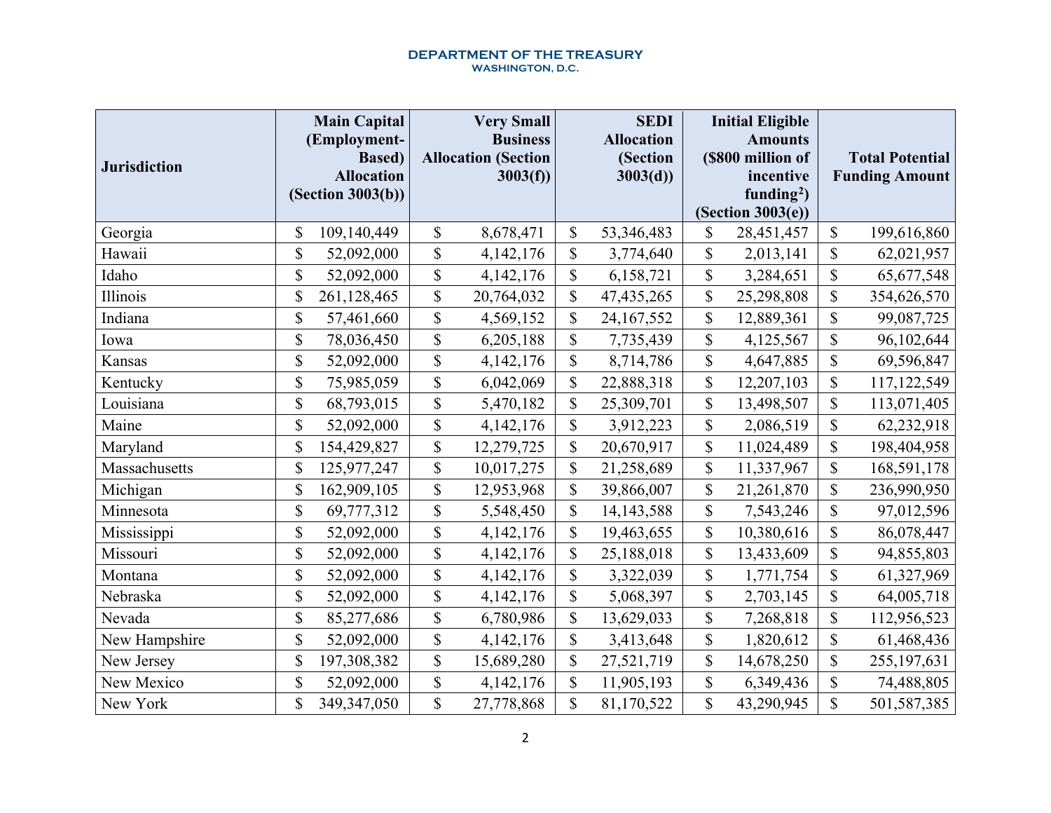| Jurisdiction | Main Capital (Employment-Based) Allocation (Section 3003(b)) | Very Small Business Allocation (Section 3003(f)) | SEDI Allocation (Section 3003(d)) | Initial Eligible Amounts ($800 million of incentive funding[2]) (Section 3003(e)) | Total Potential Funding Amount |
|---|---|---|---|---|---|
| Georgia | $ 109,140,449 | $ 8,678,471 | $ 53,346,483 | $ 28,451,457 | $ 199,616,860 |
| Hawaii | $ 52,092,000 | $ 4,142,176 | $ 3,774,640 | $ 2,013,141 | $ 62,021,957 |
| Idaho | $ 52,092,000 | $ 4,142,176 | $ 6,158,721 | $ 3,284,651 | $ 65,677,548 |
| Illinois | $ 261,128,465 | $ 20,764,032 | $ 47,435,265 | $ 25,298,808 | $ 354,626,570 |
| Indiana | $ 57,461,660 | $ 4,569,152 | $ 24,167,552 | $ 12,889,361 | $ 99,087,725 |
| Iowa | $ 78,036,450 | $ 6,205,188 | $ 7,735,439 | $ 4,125,567 | $ 96,102,644 |
| Kansas | $ 52,092,000 | $ 4,142,176 | $ 8,714,786 | $ 4,647,885 | $ 69,596,847 |
| Kentucky | $ 75,985,059 | $ 6,042,069 | $ 22,888,318 | $ 12,207,103 | $ 117,122,549 |
| Louisiana | $ 68,793,015 | $ 5,470,182 | $ 25,309,701 | $ 13,498,507 | $ 113,071,405 |
| Maine | $ 52,092,000 | $ 4,142,176 | $ 3,912,223 | $ 2,086,519 | $ 62,232,918 |
| Maryland | $ 154,429,827 | $ 12,279,725 | $ 20,670,917 | $ 11,024,489 | $ 198,404,958 |
| Massachusetts | $ 125,977,247 | $ 10,017,275 | $ 21,258,689 | $ 11,337,967 | $ 168,591,178 |
| Michigan | $ 162,909,105 | $ 12,953,968 | $ 39,866,007 | $ 21,261,870 | $ 236,990,950 |
| Minnesota | $ 69,777,312 | $ 5,548,450 | $ 14,143,588 | $ 7,543,246 | $ 97,012,596 |
| Mississippi | $ 52,092,000 | $ 4,142,176 | $ 19,463,655 | $ 10,380,616 | $ 86,078,447 |
| Missouri | $ 52,092,000 | $ 4,142,176 | $ 25,188,018 | $ 13,433,609 | $ 94,855,803 |
| Montana | $ 52,092,000 | $ 4,142,176 | $ 3,322,039 | $ 1,771,754 | $ 61,327,969 |
| Nebraska | $ 52,092,000 | $ 4,142,176 | $ 5,068,397 | $ 2,703,145 | $ 64,005,718 |
| Nevada | $ 85,277,686 | $ 6,780,986 | $ 13,629,033 | $ 7,268,818 | $ 112,956,523 |
| New Hampshire | $ 52,092,000 | $ 4,142,176 | $ 3,413,648 | $ 1,820,612 | $ 61,468,436 |
| New Jersey | $ 197,308,382 | $ 15,689,280 | $ 27,521,719 | $ 14,678,250 | $ 255,197,631 |
| New Mexico | $ 52,092,000 | $ 4,142,176 | $ 11,905,193 | $ 6,349,436 | $ 74,488,805 |
| New York | $ 349,347,050 | $ 27,778,868 | $ 81,170,522 | $ 43,290,945 | $ 501,587,385 |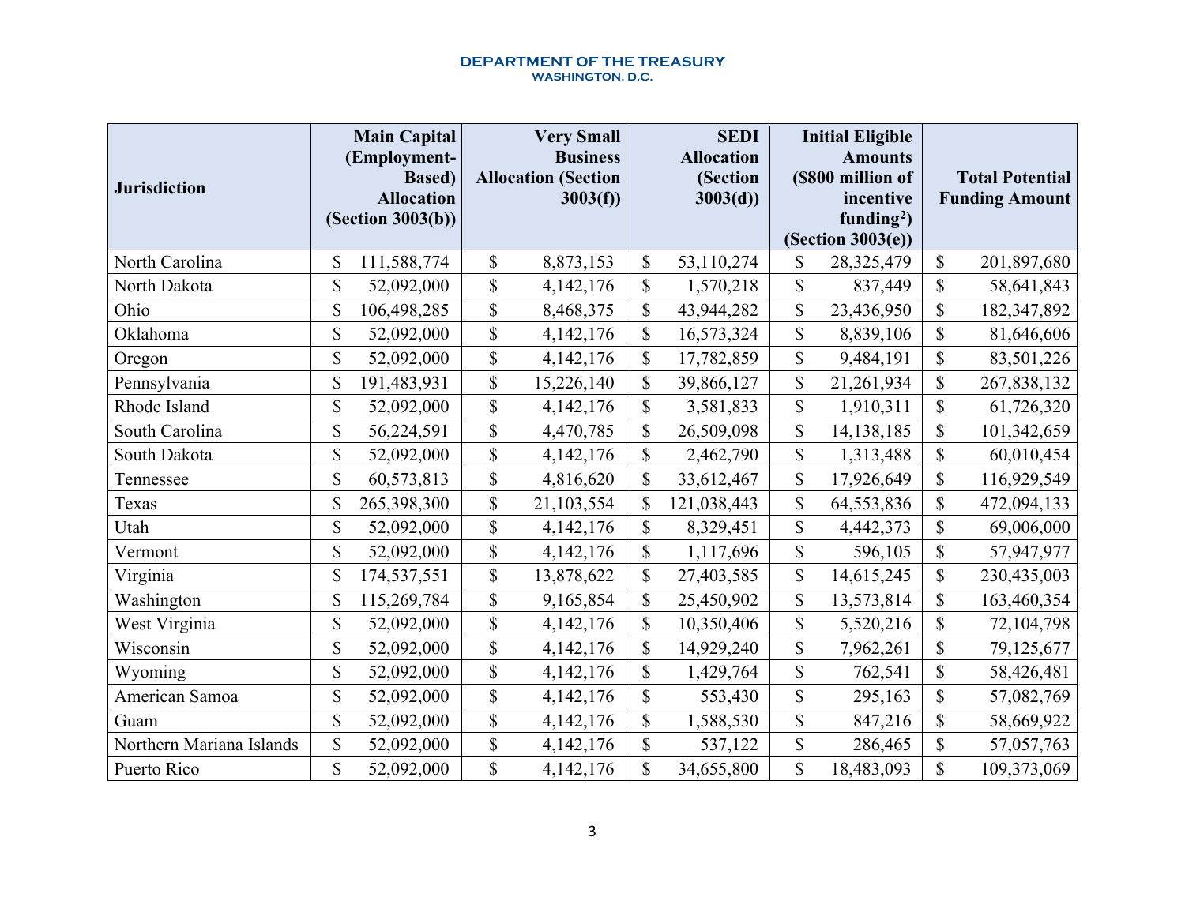| Jurisdiction | Main Capital (Employment-Based) Allocation (Section 3003(b)) | Very Small Business Allocation (Section 3003(f)) | SEDI Allocation (Section 3003(d)) | Initial Eligible Amounts ($800 million of incentive funding[2]) (Section 3003(e)) | Total Potential Funding Amount |
|---|---|---|---|---|---|
| North Carolina | $ 111,588,774 | $ 8,873,153 | $ 53,110,274 | $ 28,325,479 | $ 201,897,680 |
| North Dakota | $ 52,092,000 | $ 4,142,176 | $ 1,570,218 | $ 837,449 | $ 58,641,843 |
| Ohio | $ 106,498,285 | $ 8,468,375 | $ 43,944,282 | $ 23,436,950 | $ 182,347,892 |
| Oklahoma | $ 52,092,000 | $ 4,142,176 | $ 16,573,324 | $ 8,839,106 | $ 81,646,606 |
| Oregon | $ 52,092,000 | $ 4,142,176 | $ 17,782,859 | $ 9,484,191 | $ 83,501,226 |
| Pennsylvania | $ 191,483,931 | $ 15,226,140 | $ 39,866,127 | $ 21,261,934 | $ 267,838,132 |
| Rhode Island | $ 52,092,000 | $ 4,142,176 | $ 3,581,833 | $ 1,910,311 | $ 61,726,320 |
| South Carolina | $ 56,224,591 | $ 4,470,785 | $ 26,509,098 | $ 14,138,185 | $ 101,342,659 |
| South Dakota | $ 52,092,000 | $ 4,142,176 | $ 2,462,790 | $ 1,313,488 | $ 60,010,454 |
| Tennessee | $ 60,573,813 | $ 4,816,620 | $ 33,612,467 | $ 17,926,649 | $ 116,929,549 |
| Texas | $ 265,398,300 | $ 21,103,554 | $ 121,038,443 | $ 64,553,836 | $ 472,094,133 |
| Utah | $ 52,092,000 | $ 4,142,176 | $ 8,329,451 | $ 4,442,373 | $ 69,006,000 |
| Vermont | $ 52,092,000 | $ 4,142,176 | $ 1,117,696 | $ 596,105 | $ 57,947,977 |
| Virginia | $ 174,537,551 | $ 13,878,622 | $ 27,403,585 | $ 14,615,245 | $ 230,435,003 |
| Washington | $ 115,269,784 | $ 9,165,854 | $ 25,450,902 | $ 13,573,814 | $ 163,460,354 |
| West Virginia | $ 52,092,000 | $ 4,142,176 | $ 10,350,406 | $ 5,520,216 | $ 72,104,798 |
| Wisconsin | $ 52,092,000 | $ 4,142,176 | $ 14,929,240 | $ 7,962,261 | $ 79,125,677 |
| Wyoming | $ 52,092,000 | $ 4,142,176 | $ 1,429,764 | $ 762,541 | $ 58,426,481 |
| American Samoa | $ 52,092,000 | $ 4,142,176 | $ 553,430 | $ 295,163 | $ 57,082,769 |
| Guam | $ 52,092,000 | $ 4,142,176 | $ 1,588,530 | $ 847,216 | $ 58,669,922 |
| Northern Mariana Islands | $ 52,092,000 | $ 4,142,176 | $ 537,122 | $ 286,465 | $ 57,057,763 |
| Puerto Rico | $ 52,092,000 | $ 4,142,176 | $ 34,655,800 | $ 18,483,093 | $ 109,373,069 |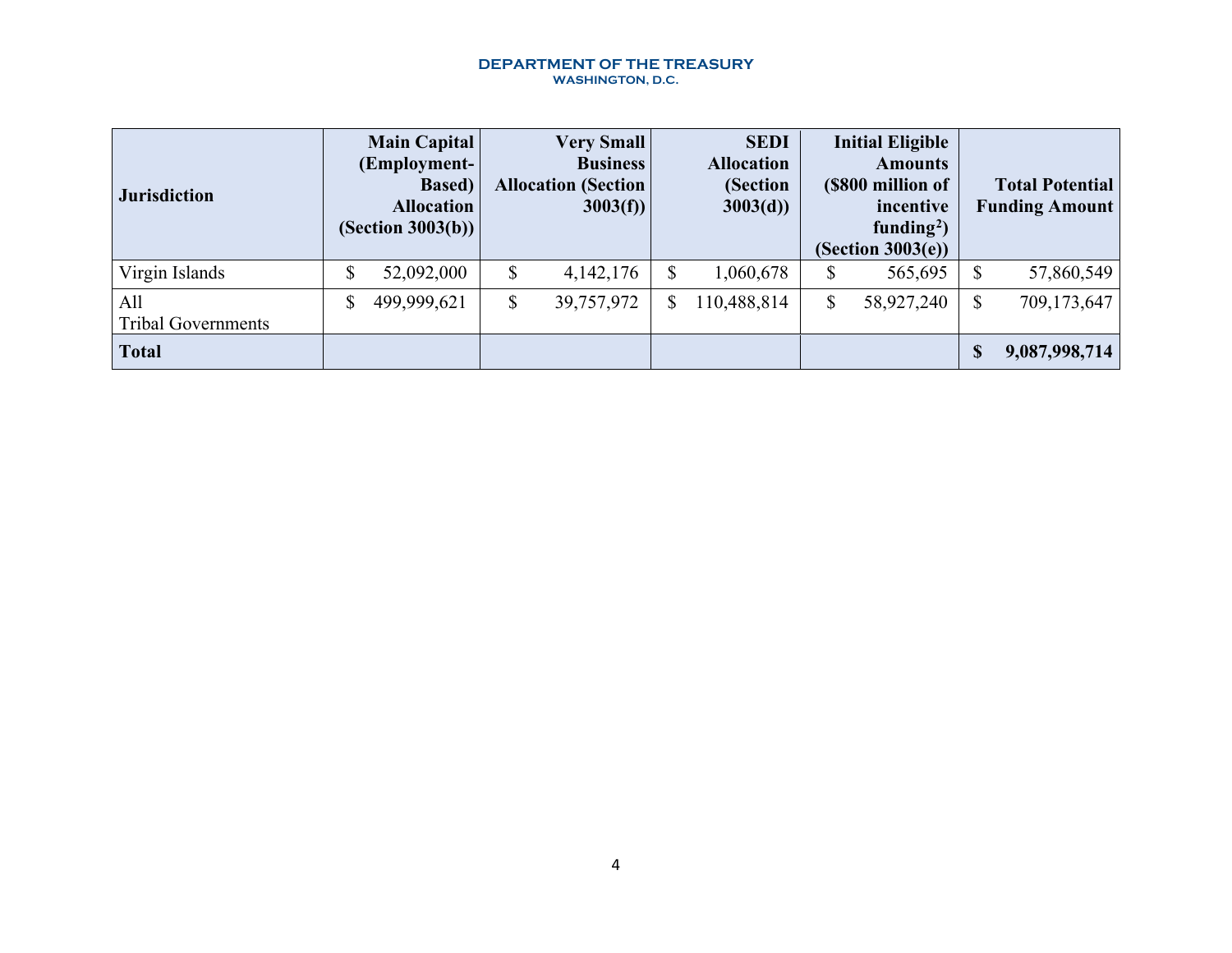| Jurisdiction | Main Capital (Employment-Based) Allocation (Section 3003(b)) | Very Small Business Allocation (Section 3003(f)) | SEDI Allocation (Section 3003(d)) | Initial Eligible Amounts ($800 million of incentive funding[2]) (Section 3003(e)) | Total Potential Funding Amount |
|---|---|---|---|---|---|
| Virgin Islands | $ 52,092,000 | $ 4,142,176 | $ 1,060,678 | $ 565,695 | $ 57,860,549 |
| All Tribal Governments | $ 499,999,621 | $ 39,757,972 | $ 110,488,814 | $ 58,927,240 | $ 709,173,647 |
| **Total** | | | | | **$ 9,087,998,714** |